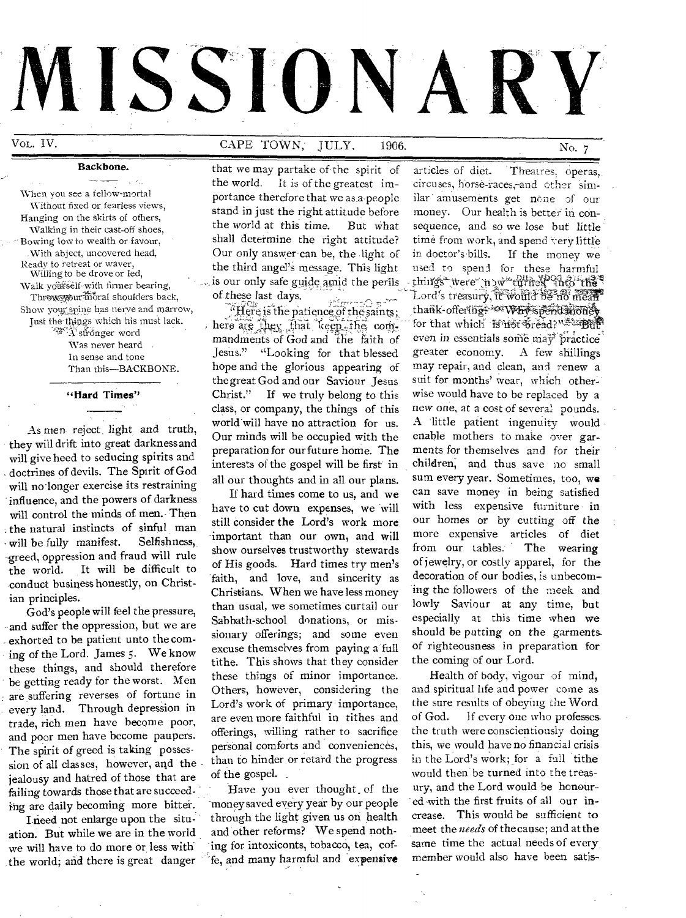# MISSIONARY

VOL. IV. CAPE TOWN, JULY. 1906. No. 7

### Backbone.

When you see a fellow-mortal
  Without fixed or fearless views,
Hanging on the skirts of others,
  Walking in their cast-off shoes,
Bowing low to wealth or favour,
  With abject, uncovered head,
Ready to retreat or waver,
  Willing to be drove or led,
Walk yourself with firmer bearing,
  Throw your moral shoulders back,
Show your spine has nerve and marrow,
  Just the things which his must lack.
    A stronger word
      Was never heard
      In sense and tone
      Than this—BACKBONE.

### "Hard Times"

As men reject light and truth, they will drift into great darkness and will give heed to seducing spirits and doctrines of devils. The Spirit of God will no longer exercise its restraining influence, and the powers of darkness will control the minds of men. Then the natural instincts of sinful man will be fully manifest. Selfishness, greed, oppression and fraud will rule the world. It will be difficult to conduct business honestly, on Christian principles.

God's people will feel the pressure, and suffer the oppression, but we are exhorted to be patient unto the coming of the Lord. James 5. We know these things, and should therefore be getting ready for the worst. Men are suffering reverses of fortune in every land. Through depression in trade, rich men have become poor, and poor men have become paupers. The spirit of greed is taking possession of all classes, however, and the jealousy and hatred of those that are failing towards those that are succeeding are daily becoming more bitter.

I need not enlarge upon the situation. But while we are in the world we will have to do more or less with the world; and there is great danger that we may partake of the spirit of the world. It is of the greatest importance therefore that we as a people stand in just the right attitude before the world at this time. But what shall determine the right attitude? Our only answer can be, the light of the third angel's message. This light is our only safe guide amid the perils of these last days.

"Here is the patience of the saints; here are they that keep the commandments of God and the faith of Jesus." "Looking for that blessed hope and the glorious appearing of the great God and our Saviour Jesus Christ." If we truly belong to this class, or company, the things of this world will have no attraction for us. Our minds will be occupied with the preparation for our future home. The interests of the gospel will be first in all our thoughts and in all our plans.

If hard times come to us, and we have to cut down expenses, we will still consider the Lord's work more important than our own, and will show ourselves trustworthy stewards of His goods. Hard times try men's faith, and love, and sincerity as Christians. When we have less money than usual, we sometimes curtail our Sabbath-school donations, or missionary offerings; and some even excuse themselves from paying a full tithe. This shows that they consider these things of minor importance. Others, however, considering the Lord's work of primary importance, are even more faithful in tithes and offerings, willing rather to sacrifice personal comforts and conveniences, than to hinder or retard the progress of the gospel.

Have you ever thought of the money saved every year by our people through the light given us on health and other reforms? We spend nothing for intoxicants, tobacco, tea, coffe, and many harmful and expensive articles of diet. Theatres, operas, circuses, horse-races, and other similar amusements get none of our money. Our health is better in consequence, and so we lose but little time from work, and spend very little in doctor's bills. If the money we used to spend for these harmful things were now turned into the Lord's treasury, it would be no mean thank-offering. "Why spend money for that which is not bread?" But even in essentials some may practice greater economy. A few shillings may repair, and clean, and renew a suit for months' wear, which otherwise would have to be replaced by a new one, at a cost of several pounds. A little patient ingenuity would enable mothers to make over garments for themselves and for their children, and thus save no small sum every year. Sometimes, too, we can save money in being satisfied with less expensive furniture in our homes or by cutting off the more expensive articles of diet from our tables. The wearing of jewelry, or costly apparel, for the decoration of our bodies, is unbecoming the followers of the meek and lowly Saviour at any time, but especially at this time when we should be putting on the garments of righteousness in preparation for the coming of our Lord.

Health of body, vigour of mind, and spiritual life and power come as the sure results of obeying the Word of God. If every one who professes the truth were conscientiously doing this, we would have no financial crisis in the Lord's work; for a full tithe would then be turned into the treasury, and the Lord would be honoured with the first fruits of all our increase. This would be sufficient to meet the *needs* of the cause; and at the same time the actual needs of every member would also have been satis-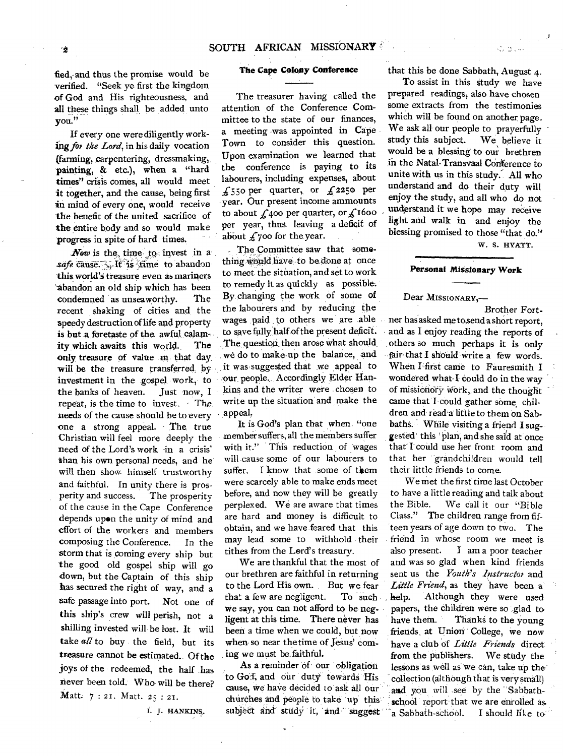fied, and thus the promise would be verified. "Seek ye first the kingdom of God and His righteousness, and all these things shall be added unto you."

If every one were diligently working *for the Lord*, in his daily vocation (farming, carpentering, dressmaking, painting, & etc.), when a "hard times" crisis comes, all would meet it together, and the cause, being first in mind of every one, would receive the benefit of the united sacrifice of the entire body and so would make progress in spite of hard times.

*Now* is the time to invest in a *safe* cause. It is time to abandon this world's treasure even as mariners abandon an old ship which has been condemned as unseaworthy. The recent shaking of cities and the speedy destruction of life and property is but a foretaste of the awful calamity which awaits this world. The only treasure of value in that day will be the treasure transferred by investment in the gospel work, to the banks of heaven. Just now, I repeat, is the time to invest. The needs of the cause should be to every one a strong appeal. The true Christian will feel more deeply the need of the Lord's work in a crisis' than his own personal needs, and he will then show himself trustworthy and faithful. In unity there is prosperity and success. The prosperity of the cause in the Cape Conference depends upon the unity of mind and effort of the workers and members composing the Conference. In the storm that is coming every ship but the good old gospel ship will go down, but the Captain of this ship has secured the right of way, and a safe passage into port. Not one of this ship's crew will perish, not a shilling invested will be lost. It will take *all* to buy the field, but its treasure cannot be estimated. Of the joys of the redeemed, the half has never been told. Who will be there? Matt. 7 : 21. Matt. 25 : 21.

I. J. HANKINS.

## The Cape Colony Conference

The treasurer having called the attention of the Conference Committee to the state of our finances, a meeting was appointed in Cape Town to consider this question. Upon examination we learned that the conference is paying to its labourers, including expenses, about £550 per quarter, or £2250 per year. Our present income ammounts to about £400 per quarter, or £1600 per year, thus leaving a deficit of about £700 for the year.

The Committee saw that something would have to be done at once to meet the situation, and set to work to remedy it as quickly as possible. By changing the work of some of the labourers and by reducing the wages paid to others we are able to save fully half of the present deficit. The question then arose what should we do to make up the balance, and it was suggested that we appeal to our people. Accordingly Elder Hankins and the writer were chosen to write up the situation and make the appeal.

It is God's plan that when "one member suffers, all the members suffer with it." This reduction of wages will cause some of our labourers to suffer. I know that some of them were scarcely able to make ends meet before, and now they will be greatly perplexed. We are aware that times are hard and money is difficult to obtain, and we have feared that this may lead some to withhold their tithes from the Lord's treasury.

We are thankful that the most of our brethren are faithful in returning to the Lord His own. But we fear that a few are negligent. To such we say, you can not afford to be negligent at this time. There never has been a time when we could, but now when so near the time of Jesus' coming we must be faithful.

As a reminder of our obligation to God, and our duty towards His cause, we have decided to ask all our churches and people to take up this subject and study it, and suggest that this be done Sabbath, August 4.

To assist in this study we have prepared readings, also have chosen some extracts from the testimonies which will be found on another page. We ask all our people to prayerfully study this subject. We believe it would be a blessing to our brethren in the Natal-Transvaal Conference to unite with us in this study. All who understand and do their duty will enjoy the study, and all who do not understand it we hope may receive light and walk in and enjoy the blessing promised to those "that do."

W. S. HYATT.

## Personal Missionary Work

Dear MISSIONARY,—

Brother Fortner has asked me to send a short report, and as I enjoy reading the reports of others so much perhaps it is only fair that I should write a few words. When I first came to Fauresmith I wondered what I could do in the way of missionary work, and the thought came that I could gather some children and read a little to them on Sabbaths. While visiting a friend I suggested this plan, and she said at once that I could use her front room and that her grandchildren would tell their little friends to come.

We met the first time last October to have a little reading and talk about the Bible. We call it our "Bible Class." The children range from fifteen years of age down to two. The friend in whose room we meet is also present. I am a poor teacher and was so glad when kind friends sent us the *Youth's Instructor* and *Little Friend*, as they have been a help. Although they were used papers, the children were so glad to have them. Thanks to the young friends at Union College, we now have a club of *Little Friends* direct from the publishers. We study the lessons as well as we can, take up the collection (although that is very small) and you will see by the Sabbath-school report that we are enrolled as a Sabbath-school. I should like to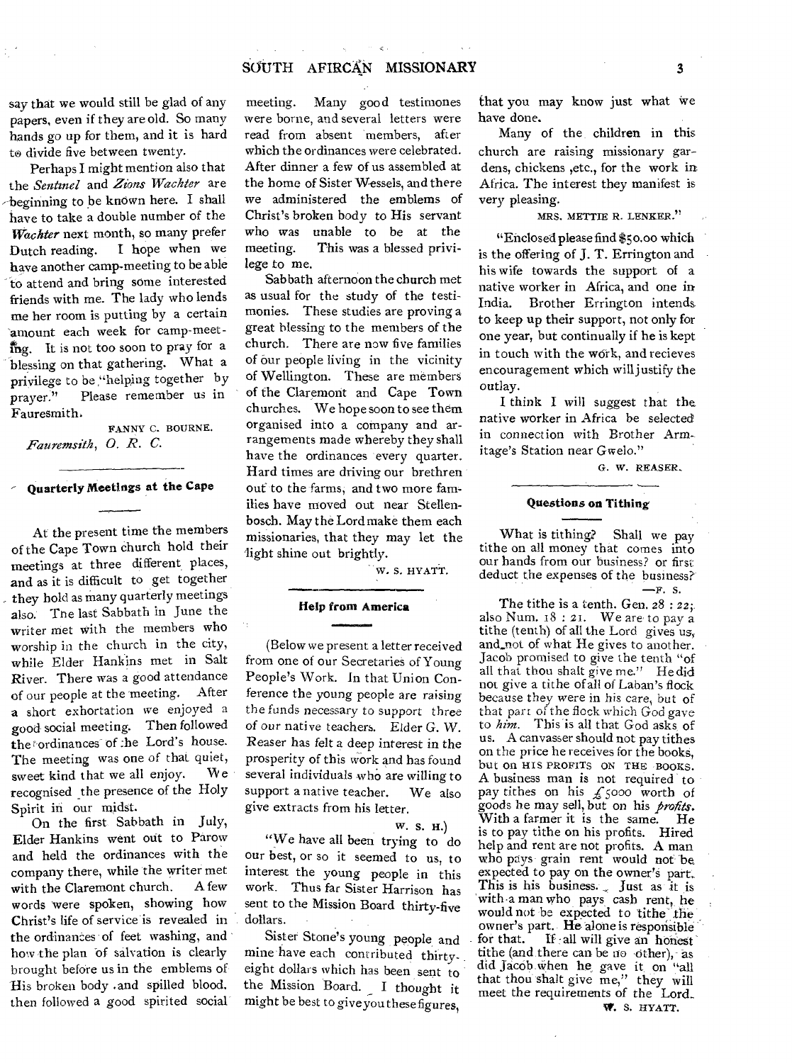say that we would still be glad of any papers, even if they are old. So many hands go up for them, and it is hard to divide five between twenty.

Perhaps I might mention also that the *Sentinel* and *Zions Wachter* are beginning to be known here. I shall have to take a double number of the *Wachter* next month, so many prefer Dutch reading. I hope when we have another camp-meeting to be able to attend and bring some interested friends with me. The lady who lends me her room is putting by a certain amount each week for camp-meeting. It is not too soon to pray for a blessing on that gathering. What a privilege to be "helping together by prayer." Please remember us in Fauresmith.

FANNY C. BOURNE.
*Fauremsith, O. R. C.*

## Quarterly Meetings at the Cape

At the present time the members of the Cape Town church hold their meetings at three different places, and as it is difficult to get together they hold as many quarterly meetings also. The last Sabbath in June the writer met with the members who worship in the church in the city, while Elder Hankins met in Salt River. There was a good attendance of our people at the meeting. After a short exhortation we enjoyed a good social meeting. Then followed the ordinances of the Lord's house. The meeting was one of that quiet, sweet kind that we all enjoy. We recognised the presence of the Holy Spirit in our midst.

On the first Sabbath in July, Elder Hankins went out to Parow and held the ordinances with the company there, while the writer met with the Claremont church. A few words were spoken, showing how Christ's life of service is revealed in the ordinances of feet washing, and how the plan of salvation is clearly brought before us in the emblems of His broken body and spilled blood, then followed a good spirited social meeting. Many good testimones were borne, and several letters were read from absent members, after which the ordinances were celebrated. After dinner a few of us assembled at the home of Sister Wessels, and there we administered the emblems of Christ's broken body to His servant who was unable to be at the meeting. This was a blessed privilege to me.

Sabbath afternoon the church met as usual for the study of the testimonies. These studies are proving a great blessing to the members of the church. There are now five families of our people living in the vicinity of Wellington. These are members of the Claremont and Cape Town churches. We hope soon to see them organised into a company and arrangements made whereby they shall have the ordinances every quarter. Hard times are driving our brethren out to the farms, and two more families have moved out near Stellenbosch. May the Lord make them each missionaries, that they may let the light shine out brightly.

W. S. HYATT.

## Help from America

(Below we present a letter received from one of our Secretaries of Young People's Work. In that Union Conference the young people are raising the funds necessary to support three of our native teachers. Elder G. W. Reaser has felt a deep interest in the prosperity of this work and has found several individuals who are willing to support a native teacher. We also give extracts from his letter.

W. S. H.)

"We have all been trying to do our best, or so it seemed to us, to interest the young people in this work. Thus far Sister Harrison has sent to the Mission Board thirty-five dollars.

Sister Stone's young people and mine have each contributed thirty-eight dollars which has been sent to the Mission Board. I thought it might be best to give you these figures, that you may know just what we have done.

Many of the children in this church are raising missionary gardens, chickens, etc., for the work in Africa. The interest they manifest is very pleasing.

MRS. METTIE R. LENKER."

"Enclosed please find $50.00 which is the offering of J. T. Errington and his wife towards the support of a native worker in Africa, and one in India. Brother Errington intends to keep up their support, not only for one year, but continually if he is kept in touch with the work, and recieves encouragement which will justify the outlay.

I think I will suggest that the native worker in Africa be selected in connection with Brother Armitage's Station near Gwelo."

G. W. REASER.

## Questions on Tithing

What is tithing? Shall we pay tithe on all money that comes into our hands from our business? or first deduct the expenses of the business?

—F. S.

The tithe is a tenth. Gen. 28 : 22; also Num. 18 : 21. We are to pay a tithe (tenth) of all the Lord gives us, and not of what He gives to another. Jacob promised to give the tenth "of all that thou shalt give me." He did not give a tithe of all of Laban's flock because they were in his care, but of that part of the flock which God gave to *him*. This is all that God asks of us. A canvasser should not pay tithes on the price he receives for the books, but on HIS PROFITS ON THE BOOKS. A business man is not required to pay tithes on his £5000 worth of goods he may sell, but on his *profits*. With a farmer it is the same. He is to pay tithe on his profits. Hired help and rent are not profits. A man who pays grain rent would not be expected to pay on the owner's part. This is his business. Just as it is with a man who pays cash rent, he would not be expected to tithe the owner's part. He alone is responsible for that. If all will give an honest tithe (and there can be no other), as did Jacob when he gave it on "all that thou shalt give me," they will meet the requirements of the Lord.

W. S. HYATT.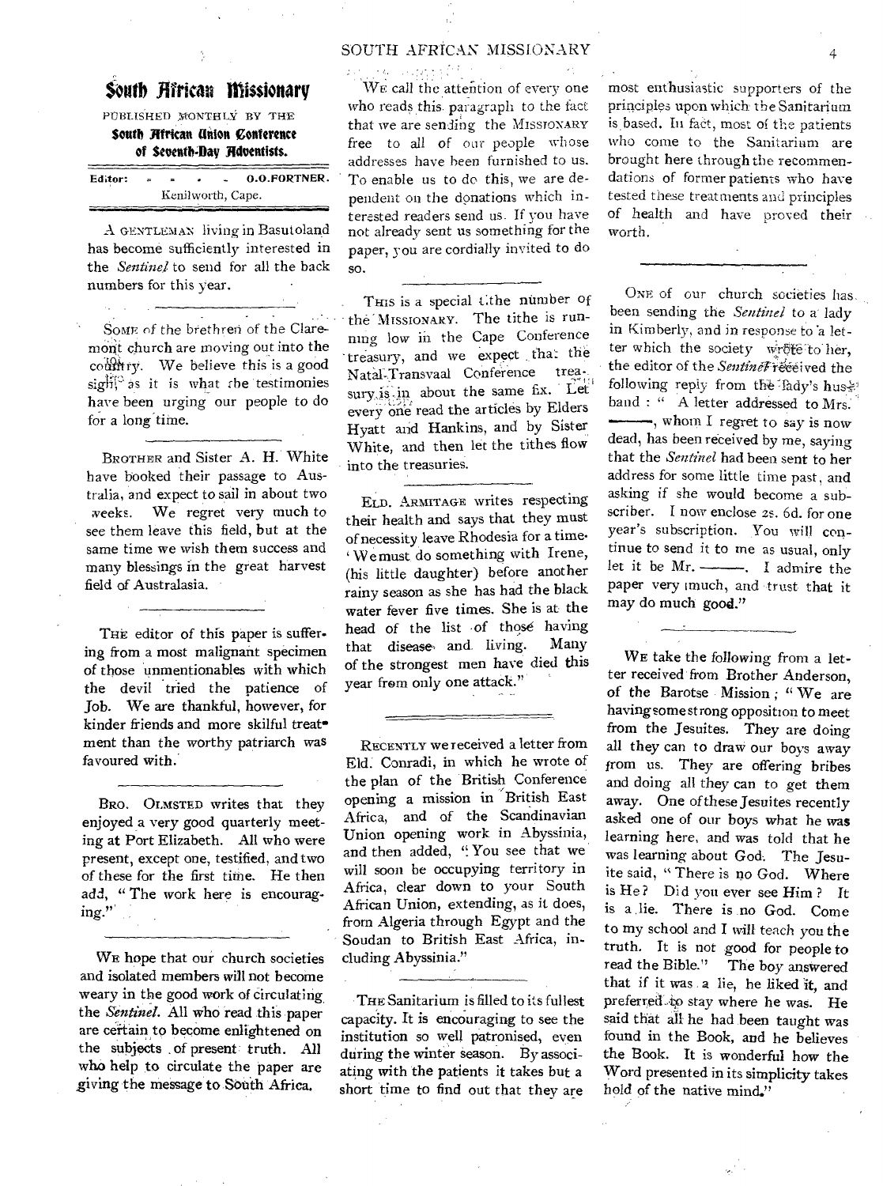# South African Missionary

PUBLISHED MONTHLY BY THE

**South African Union Conference of Seventh-Day Adventists.**

Editor: - - - - O.O.FORTNER.
Kenilworth, Cape.

A GENTLEMAN living in Basutoland has become sufficiently interested in the *Sentinel* to send for all the back numbers for this year.

---

SOME of the brethren of the Claremont church are moving out into the country. We believe this is a good sign, as it is what the testimonies have been urging our people to do for a long time.

---

BROTHER and Sister A. H. White have booked their passage to Australia, and expect to sail in about two weeks. We regret very much to see them leave this field, but at the same time we wish them success and many blessings in the great harvest field of Australasia.

---

THE editor of this paper is suffering from a most malignant specimen of those unmentionables with which the devil tried the patience of Job. We are thankful, however, for kinder friends and more skilful treatment than the worthy patriarch was favoured with.

---

BRO. OLMSTED writes that they enjoyed a very good quarterly meeting at Port Elizabeth. All who were present, except one, testified, and two of these for the first time. He then add, "The work here is encouraging."

---

WE hope that our church societies and isolated members will not become weary in the good work of circulating the *Sentinel*. All who read this paper are certain to become enlightened on the subjects of present truth. All who help to circulate the paper are giving the message to South Africa.

---

WE call the attention of every one who reads this paragraph to the fact that we are sending the MISSIONARY free to all of our people whose addresses have been furnished to us. To enable us to do this, we are dependent on the donations which interested readers send us. If you have not already sent us something for the paper, you are cordially invited to do so.

---

THIS is a special tithe number of the MISSIONARY. The tithe is running low in the Cape Conference treasury, and we expect that the Natal-Transvaal Conference treasury is in about the same fix. Let every one read the articles by Elders Hyatt and Hankins, and by Sister White, and then let the tithes flow into the treasuries.

---

ELD. ARMITAGE writes respecting their health and says that they must of necessity leave Rhodesia for a time. 'We must do something with Irene, (his little daughter) before another rainy season as she has had the black water fever five times. She is at the head of the list of those having that disease and living. Many of the strongest men have died this year from only one attack."

---

RECENTLY we received a letter from Eld. Conradi, in which he wrote of the plan of the British Conference opening a mission in British East Africa, and of the Scandinavian Union opening work in Abyssinia, and then added, "You see that we will soon be occupying territory in Africa, clear down to your South African Union, extending, as it does, from Algeria through Egypt and the Soudan to British East Africa, including Abyssinia."

---

THE Sanitarium is filled to its fullest capacity. It is encouraging to see the institution so well patronised, even during the winter season. By associating with the patients it takes but a short time to find out that they are most enthusiastic supporters of the principles upon which the Sanitarium is based. In fact, most of the patients who come to the Sanitarium are brought here through the recommendations of former patients who have tested these treatments and principles of health and have proved their worth.

---

ONE of our church societies has been sending the *Sentinel* to a lady in Kimberly, and in response to a letter which the society wrote to her, the editor of the *Sentinel* received the following reply from the lady's husband : " A letter addressed to Mrs. ———, whom I regret to say is now dead, has been received by me, saying that the *Sentinel* had been sent to her address for some little time past, and asking if she would become a subscriber. I now enclose 2s. 6d. for one year's subscription. You will continue to send it to me as usual, only let it be Mr. ———. I admire the paper very much, and trust that it may do much good."

---

WE take the following from a letter received from Brother Anderson, of the Barotse Mission ; " We are having some strong opposition to meet from the Jesuites. They are doing all they can to draw our boys away from us. They are offering bribes and doing all they can to get them away. One of these Jesuites recently asked one of our boys what he was learning here, and was told that he was learning about God. The Jesuite said, " There is no God. Where is He? Did you ever see Him ? It is a lie. There is no God. Come to my school and I will teach you the truth. It is not good for people to read the Bible." The boy answered that if it was a lie, he liked it, and preferred to stay where he was. He said that all he had been taught was found in the Book, and he believes the Book. It is wonderful how the Word presented in its simplicity takes hold of the native mind."